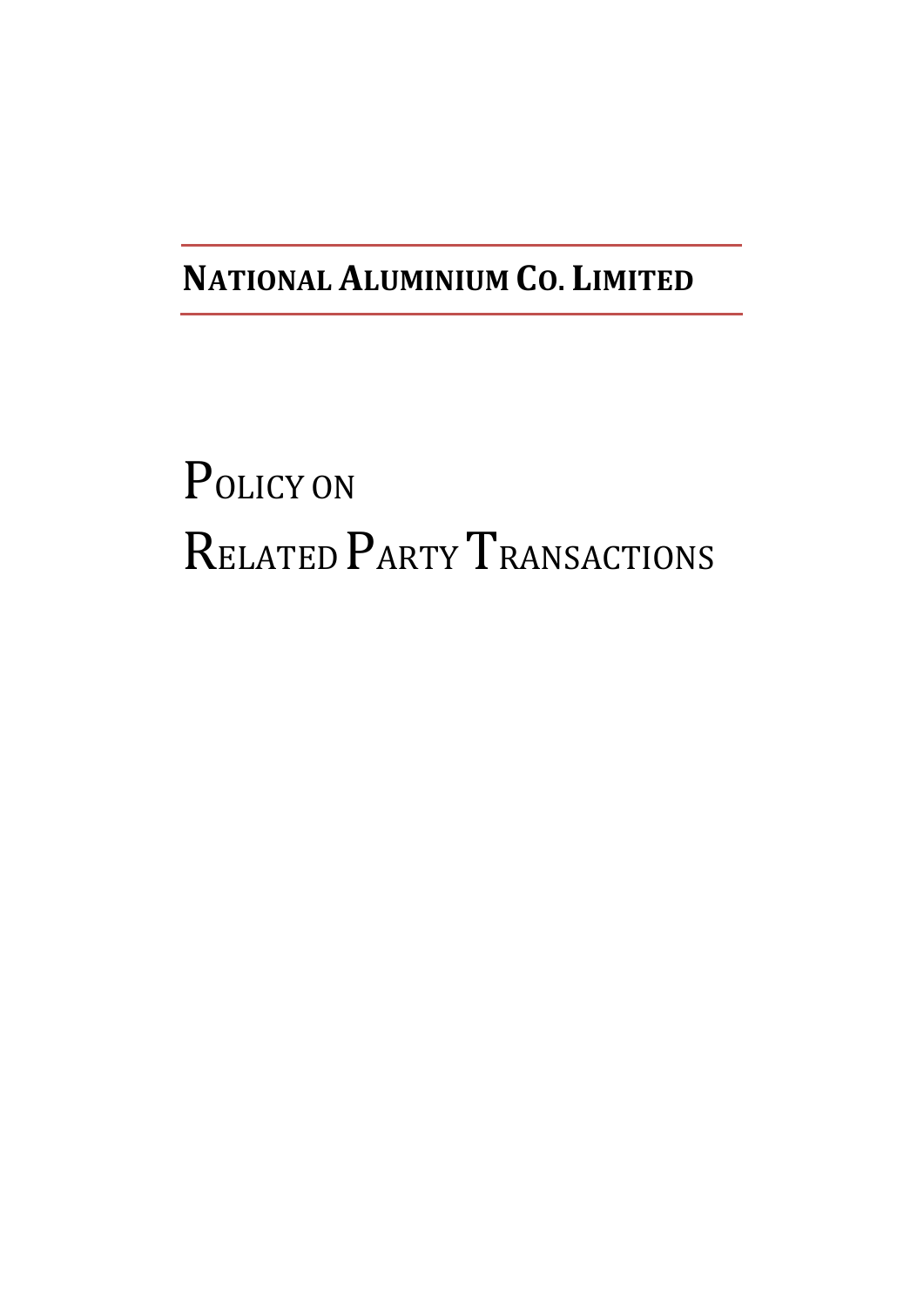**NATIONAL ALUMINIUM CO. LIMITED**

# POLICY ON RELATED PARTY TRANSACTIONS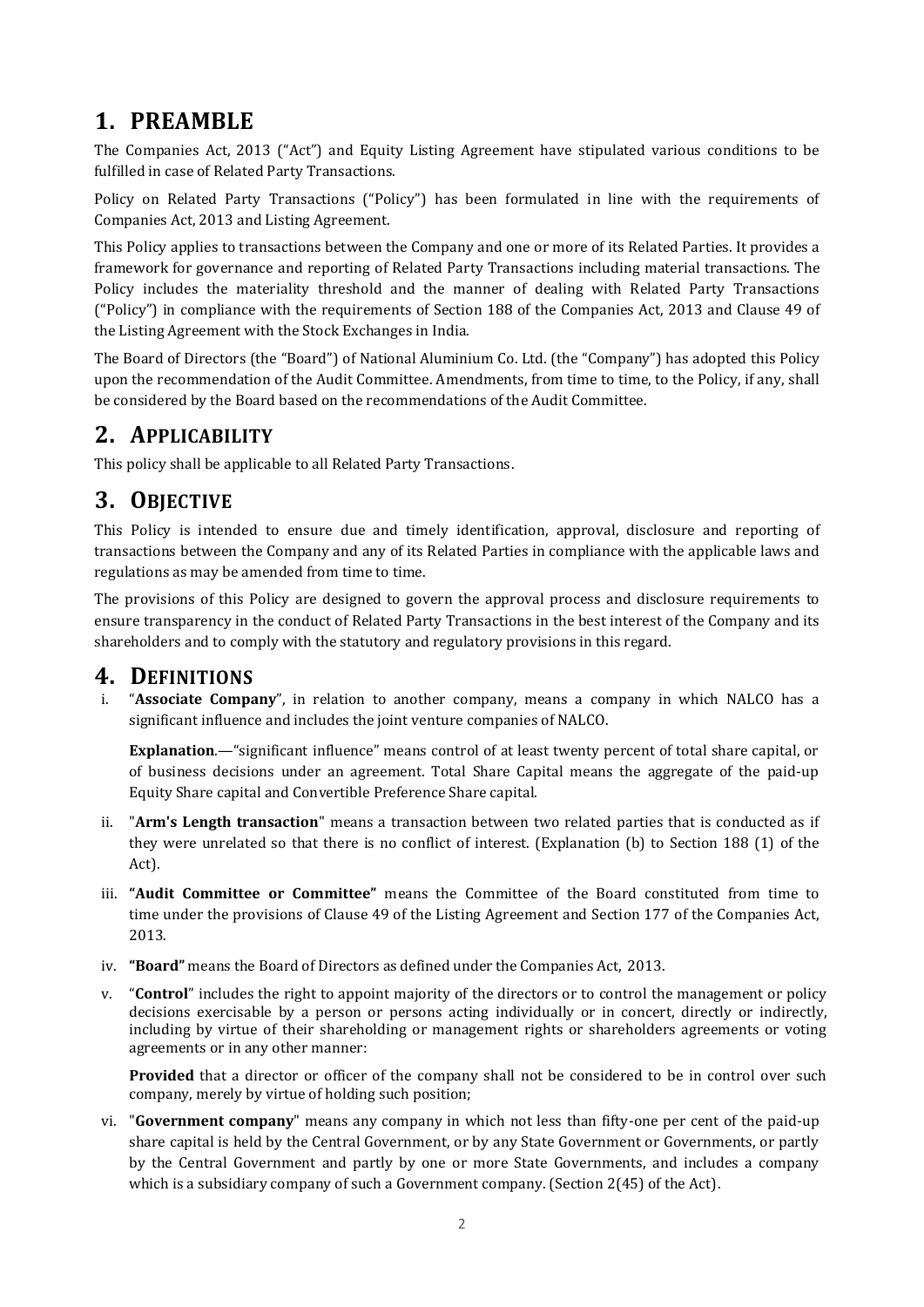# 1. PREAMBLE

The Companies Act, 2013 ("Act") and Equity Listing Agreement have stipulated various conditions to be fulfilled in case of Related Party Transactions.

Policy on Related Party Transactions ("Policy") has been formulated in line with the requirements of Companies Act, 2013 and Listing Agreement.

This Policy applies to transactions between the Company and one or more of its Related Parties. It provides a framework for governance and reporting of Related Party Transactions including material transactions. The Policy includes the materiality threshold and the manner of dealing with Related Party Transactions ("Policy") in compliance with the requirements of Section 188 of the Companies Act, 2013 and Clause 49 of the Listing Agreement with the Stock Exchanges in India.

The Board of Directors (the "Board") of National Aluminium Co. Ltd. (the "Company") has adopted this Policy upon the recommendation of the Audit Committee. Amendments, from time to time, to the Policy, if any, shall be considered by the Board based on the recommendations of the Audit Committee.

# 2. APPLICABILITY

This policy shall be applicable to all Related Party Transactions.

# 3. OBJECTIVE

This Policy is intended to ensure due and timely identification, approval, disclosure and reporting of transactions between the Company and any of its Related Parties in compliance with the applicable laws and regulations as may be amended from time to time.

The provisions of this Policy are designed to govern the approval process and disclosure requirements to ensure transparency in the conduct of Related Party Transactions in the best interest of the Company and its shareholders and to comply with the statutory and regulatory provisions in this regard.

# 4. DEFINITIONS

i. "**Associate Company**", in relation to another company, means a company in which NALCO has a significant influence and includes the joint venture companies of NALCO.

   **Explanation**.—"significant influence" means control of at least twenty percent of total share capital, or of business decisions under an agreement. Total Share Capital means the aggregate of the paid-up Equity Share capital and Convertible Preference Share capital.

ii. "**Arm's Length transaction**" means a transaction between two related parties that is conducted as if they were unrelated so that there is no conflict of interest. (Explanation (b) to Section 188 (1) of the Act).

iii. **"Audit Committee or Committee"** means the Committee of the Board constituted from time to time under the provisions of Clause 49 of the Listing Agreement and Section 177 of the Companies Act, 2013.

iv. **"Board"** means the Board of Directors as defined under the Companies Act, 2013.

v. "**Control**" includes the right to appoint majority of the directors or to control the management or policy decisions exercisable by a person or persons acting individually or in concert, directly or indirectly, including by virtue of their shareholding or management rights or shareholders agreements or voting agreements or in any other manner:

   **Provided** that a director or officer of the company shall not be considered to be in control over such company, merely by virtue of holding such position;

vi. "**Government company**" means any company in which not less than fifty-one per cent of the paid-up share capital is held by the Central Government, or by any State Government or Governments, or partly by the Central Government and partly by one or more State Governments, and includes a company which is a subsidiary company of such a Government company. (Section 2(45) of the Act).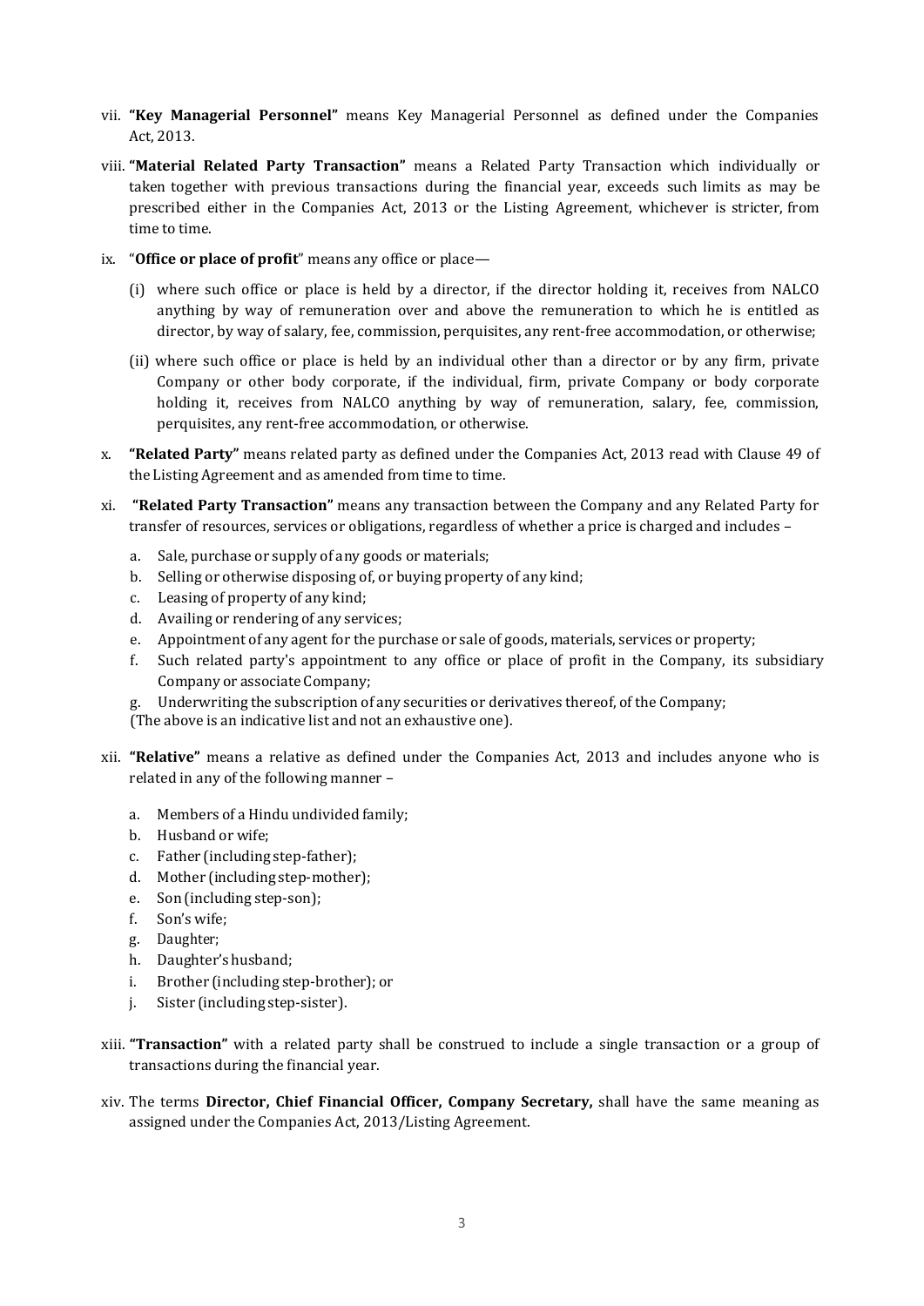vii. **"Key Managerial Personnel"** means Key Managerial Personnel as defined under the Companies Act, 2013.

viii. **"Material Related Party Transaction"** means a Related Party Transaction which individually or taken together with previous transactions during the financial year, exceeds such limits as may be prescribed either in the Companies Act, 2013 or the Listing Agreement, whichever is stricter, from time to time.

ix. "**Office or place of profit**" means any office or place—

   (i) where such office or place is held by a director, if the director holding it, receives from NALCO anything by way of remuneration over and above the remuneration to which he is entitled as director, by way of salary, fee, commission, perquisites, any rent-free accommodation, or otherwise;

   (ii) where such office or place is held by an individual other than a director or by any firm, private Company or other body corporate, if the individual, firm, private Company or body corporate holding it, receives from NALCO anything by way of remuneration, salary, fee, commission, perquisites, any rent-free accommodation, or otherwise.

x. **"Related Party"** means related party as defined under the Companies Act, 2013 read with Clause 49 of the Listing Agreement and as amended from time to time.

xi. **"Related Party Transaction"** means any transaction between the Company and any Related Party for transfer of resources, services or obligations, regardless of whether a price is charged and includes –

   a. Sale, purchase or supply of any goods or materials;
   b. Selling or otherwise disposing of, or buying property of any kind;
   c. Leasing of property of any kind;
   d. Availing or rendering of any services;
   e. Appointment of any agent for the purchase or sale of goods, materials, services or property;
   f. Such related party's appointment to any office or place of profit in the Company, its subsidiary Company or associate Company;
   g. Underwriting the subscription of any securities or derivatives thereof, of the Company;

   (The above is an indicative list and not an exhaustive one).

xii. **"Relative"** means a relative as defined under the Companies Act, 2013 and includes anyone who is related in any of the following manner –

   a. Members of a Hindu undivided family;
   b. Husband or wife;
   c. Father (including step-father);
   d. Mother (including step-mother);
   e. Son (including step-son);
   f. Son's wife;
   g. Daughter;
   h. Daughter's husband;
   i. Brother (including step-brother); or
   j. Sister (including step-sister).

xiii. **"Transaction"** with a related party shall be construed to include a single transaction or a group of transactions during the financial year.

xiv. The terms **Director, Chief Financial Officer, Company Secretary,** shall have the same meaning as assigned under the Companies Act, 2013/Listing Agreement.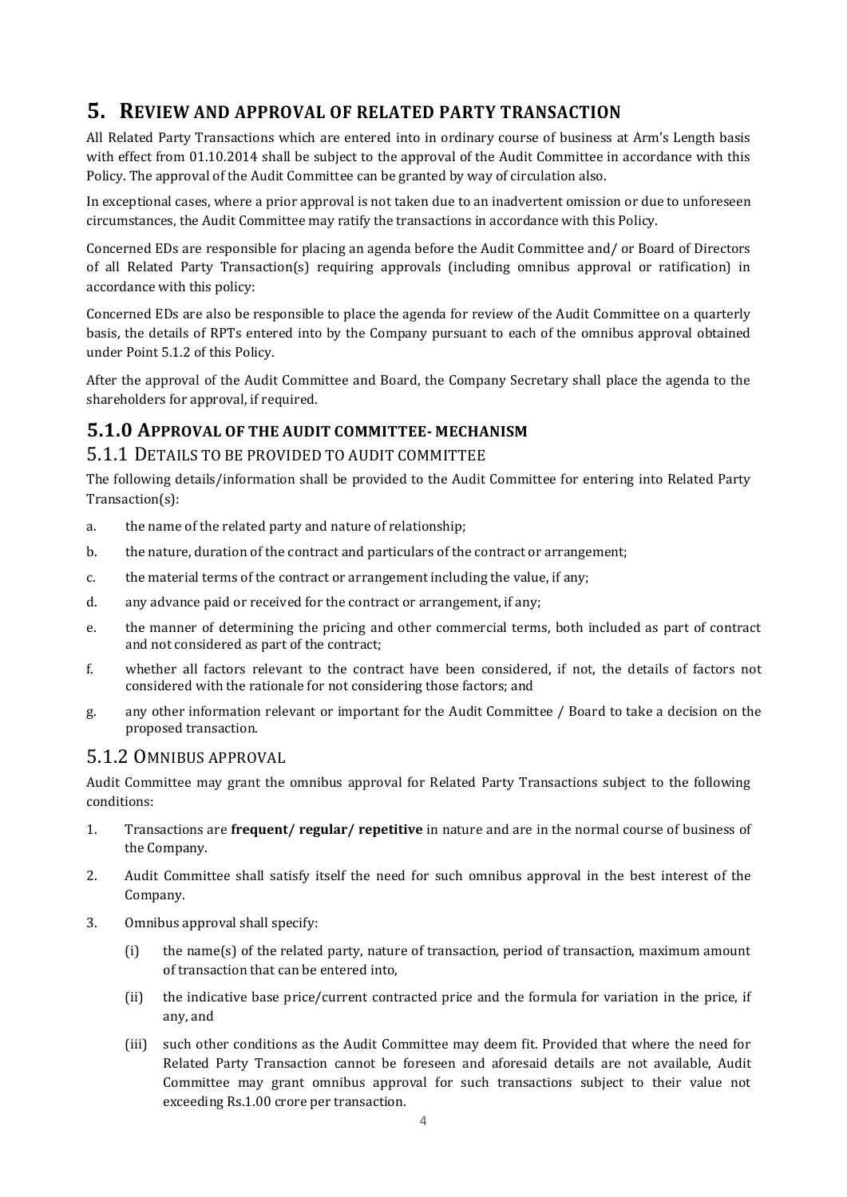# 5. REVIEW AND APPROVAL OF RELATED PARTY TRANSACTION

All Related Party Transactions which are entered into in ordinary course of business at Arm's Length basis with effect from 01.10.2014 shall be subject to the approval of the Audit Committee in accordance with this Policy. The approval of the Audit Committee can be granted by way of circulation also.

In exceptional cases, where a prior approval is not taken due to an inadvertent omission or due to unforeseen circumstances, the Audit Committee may ratify the transactions in accordance with this Policy.

Concerned EDs are responsible for placing an agenda before the Audit Committee and/ or Board of Directors of all Related Party Transaction(s) requiring approvals (including omnibus approval or ratification) in accordance with this policy:

Concerned EDs are also be responsible to place the agenda for review of the Audit Committee on a quarterly basis, the details of RPTs entered into by the Company pursuant to each of the omnibus approval obtained under Point 5.1.2 of this Policy.

After the approval of the Audit Committee and Board, the Company Secretary shall place the agenda to the shareholders for approval, if required.

## 5.1.0 APPROVAL OF THE AUDIT COMMITTEE- MECHANISM

### 5.1.1 DETAILS TO BE PROVIDED TO AUDIT COMMITTEE

The following details/information shall be provided to the Audit Committee for entering into Related Party Transaction(s):

a. the name of the related party and nature of relationship;

b. the nature, duration of the contract and particulars of the contract or arrangement;

c. the material terms of the contract or arrangement including the value, if any;

d. any advance paid or received for the contract or arrangement, if any;

e. the manner of determining the pricing and other commercial terms, both included as part of contract and not considered as part of the contract;

f. whether all factors relevant to the contract have been considered, if not, the details of factors not considered with the rationale for not considering those factors; and

g. any other information relevant or important for the Audit Committee / Board to take a decision on the proposed transaction.

### 5.1.2 OMNIBUS APPROVAL

Audit Committee may grant the omnibus approval for Related Party Transactions subject to the following conditions:

1. Transactions are **frequent/ regular/ repetitive** in nature and are in the normal course of business of the Company.

2. Audit Committee shall satisfy itself the need for such omnibus approval in the best interest of the Company.

3. Omnibus approval shall specify:

   (i) the name(s) of the related party, nature of transaction, period of transaction, maximum amount of transaction that can be entered into,

   (ii) the indicative base price/current contracted price and the formula for variation in the price, if any, and

   (iii) such other conditions as the Audit Committee may deem fit. Provided that where the need for Related Party Transaction cannot be foreseen and aforesaid details are not available, Audit Committee may grant omnibus approval for such transactions subject to their value not exceeding Rs.1.00 crore per transaction.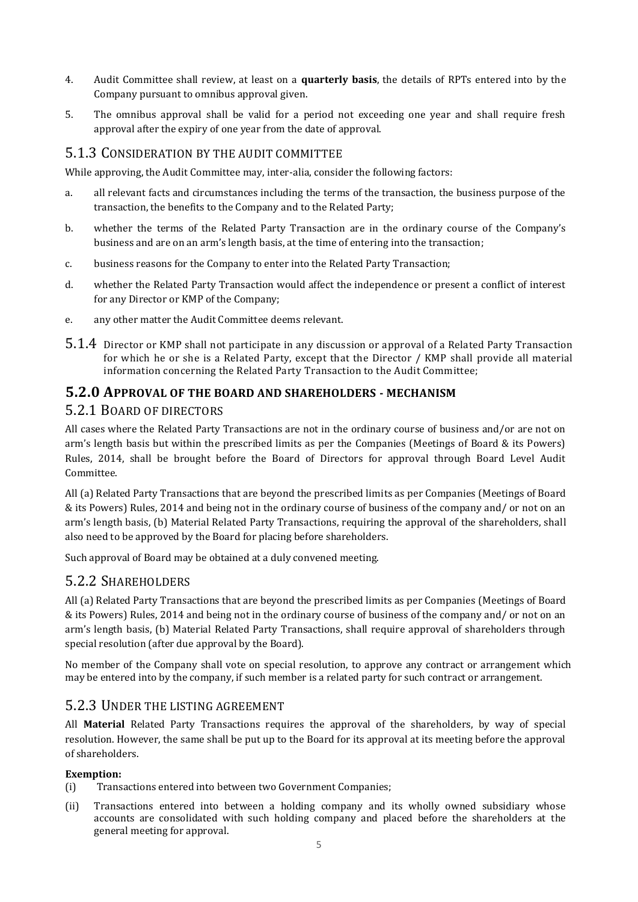4. Audit Committee shall review, at least on a **quarterly basis**, the details of RPTs entered into by the Company pursuant to omnibus approval given.

5. The omnibus approval shall be valid for a period not exceeding one year and shall require fresh approval after the expiry of one year from the date of approval.

### 5.1.3 CONSIDERATION BY THE AUDIT COMMITTEE

While approving, the Audit Committee may, inter-alia, consider the following factors:

a. all relevant facts and circumstances including the terms of the transaction, the business purpose of the transaction, the benefits to the Company and to the Related Party;

b. whether the terms of the Related Party Transaction are in the ordinary course of the Company's business and are on an arm's length basis, at the time of entering into the transaction;

c. business reasons for the Company to enter into the Related Party Transaction;

d. whether the Related Party Transaction would affect the independence or present a conflict of interest for any Director or KMP of the Company;

e. any other matter the Audit Committee deems relevant.

### 5.1.4 Director or KMP shall not participate in any discussion or approval of a Related Party Transaction for which he or she is a Related Party, except that the Director / KMP shall provide all material information concerning the Related Party Transaction to the Audit Committee;

## 5.2.0 APPROVAL OF THE BOARD AND SHAREHOLDERS - MECHANISM

### 5.2.1 BOARD OF DIRECTORS

All cases where the Related Party Transactions are not in the ordinary course of business and/or are not on arm's length basis but within the prescribed limits as per the Companies (Meetings of Board & its Powers) Rules, 2014, shall be brought before the Board of Directors for approval through Board Level Audit Committee.

All (a) Related Party Transactions that are beyond the prescribed limits as per Companies (Meetings of Board & its Powers) Rules, 2014 and being not in the ordinary course of business of the company and/ or not on an arm's length basis, (b) Material Related Party Transactions, requiring the approval of the shareholders, shall also need to be approved by the Board for placing before shareholders.

Such approval of Board may be obtained at a duly convened meeting.

### 5.2.2 SHAREHOLDERS

All (a) Related Party Transactions that are beyond the prescribed limits as per Companies (Meetings of Board & its Powers) Rules, 2014 and being not in the ordinary course of business of the company and/ or not on an arm's length basis, (b) Material Related Party Transactions, shall require approval of shareholders through special resolution (after due approval by the Board).

No member of the Company shall vote on special resolution, to approve any contract or arrangement which may be entered into by the company, if such member is a related party for such contract or arrangement.

### 5.2.3 UNDER THE LISTING AGREEMENT

All **Material** Related Party Transactions requires the approval of the shareholders, by way of special resolution. However, the same shall be put up to the Board for its approval at its meeting before the approval of shareholders.

**Exemption:**

(i) Transactions entered into between two Government Companies;

(ii) Transactions entered into between a holding company and its wholly owned subsidiary whose accounts are consolidated with such holding company and placed before the shareholders at the general meeting for approval.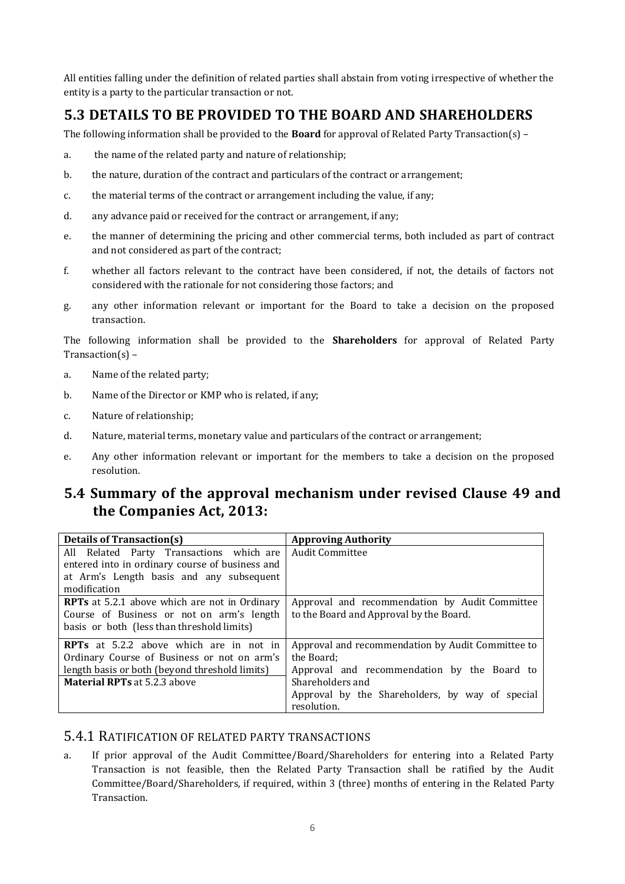All entities falling under the definition of related parties shall abstain from voting irrespective of whether the entity is a party to the particular transaction or not.

## 5.3 DETAILS TO BE PROVIDED TO THE BOARD AND SHAREHOLDERS

The following information shall be provided to the **Board** for approval of Related Party Transaction(s) –

a. the name of the related party and nature of relationship;

b. the nature, duration of the contract and particulars of the contract or arrangement;

c. the material terms of the contract or arrangement including the value, if any;

d. any advance paid or received for the contract or arrangement, if any;

e. the manner of determining the pricing and other commercial terms, both included as part of contract and not considered as part of the contract;

f. whether all factors relevant to the contract have been considered, if not, the details of factors not considered with the rationale for not considering those factors; and

g. any other information relevant or important for the Board to take a decision on the proposed transaction.

The following information shall be provided to the **Shareholders** for approval of Related Party Transaction(s) –

a. Name of the related party;

b. Name of the Director or KMP who is related, if any;

c. Nature of relationship;

d. Nature, material terms, monetary value and particulars of the contract or arrangement;

e. Any other information relevant or important for the members to take a decision on the proposed resolution.

## 5.4 Summary of the approval mechanism under revised Clause 49 and the Companies Act, 2013:

| Details of Transaction(s) | Approving Authority |
|---|---|
| All Related Party Transactions which are entered into in ordinary course of business and at Arm's Length basis and any subsequent modification | Audit Committee |
| **RPTs** at 5.2.1 above which are not in Ordinary Course of Business or not on arm's length basis or both (less than threshold limits) | Approval and recommendation by Audit Committee to the Board and Approval by the Board. |
| **RPTs** at 5.2.2 above which are in not in Ordinary Course of Business or not on arm's length basis or both (beyond threshold limits)<br>**Material RPTs** at 5.2.3 above | Approval and recommendation by Audit Committee to the Board;<br>Approval and recommendation by the Board to Shareholders and<br>Approval by the Shareholders, by way of special resolution. |

### 5.4.1 RATIFICATION OF RELATED PARTY TRANSACTIONS

a. If prior approval of the Audit Committee/Board/Shareholders for entering into a Related Party Transaction is not feasible, then the Related Party Transaction shall be ratified by the Audit Committee/Board/Shareholders, if required, within 3 (three) months of entering in the Related Party Transaction.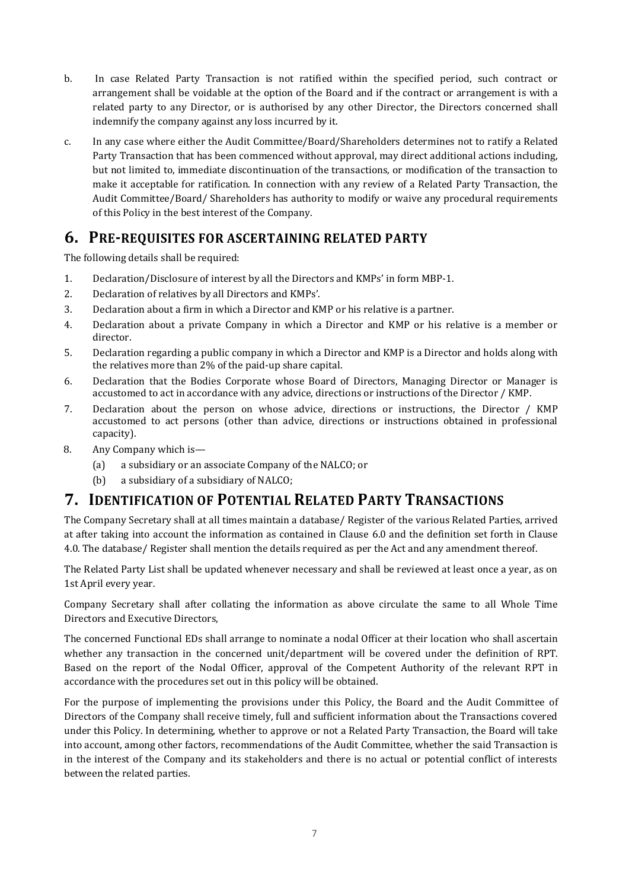b. In case Related Party Transaction is not ratified within the specified period, such contract or arrangement shall be voidable at the option of the Board and if the contract or arrangement is with a related party to any Director, or is authorised by any other Director, the Directors concerned shall indemnify the company against any loss incurred by it.

c. In any case where either the Audit Committee/Board/Shareholders determines not to ratify a Related Party Transaction that has been commenced without approval, may direct additional actions including, but not limited to, immediate discontinuation of the transactions, or modification of the transaction to make it acceptable for ratification. In connection with any review of a Related Party Transaction, the Audit Committee/Board/ Shareholders has authority to modify or waive any procedural requirements of this Policy in the best interest of the Company.

## 6. PRE-REQUISITES FOR ASCERTAINING RELATED PARTY

The following details shall be required:

1. Declaration/Disclosure of interest by all the Directors and KMPs' in form MBP-1.
2. Declaration of relatives by all Directors and KMPs'.
3. Declaration about a firm in which a Director and KMP or his relative is a partner.
4. Declaration about a private Company in which a Director and KMP or his relative is a member or director.
5. Declaration regarding a public company in which a Director and KMP is a Director and holds along with the relatives more than 2% of the paid-up share capital.
6. Declaration that the Bodies Corporate whose Board of Directors, Managing Director or Manager is accustomed to act in accordance with any advice, directions or instructions of the Director / KMP.
7. Declaration about the person on whose advice, directions or instructions, the Director / KMP accustomed to act persons (other than advice, directions or instructions obtained in professional capacity).
8. Any Company which is—
   (a) a subsidiary or an associate Company of the NALCO; or
   (b) a subsidiary of a subsidiary of NALCO;

## 7. IDENTIFICATION OF POTENTIAL RELATED PARTY TRANSACTIONS

The Company Secretary shall at all times maintain a database/ Register of the various Related Parties, arrived at after taking into account the information as contained in Clause 6.0 and the definition set forth in Clause 4.0. The database/ Register shall mention the details required as per the Act and any amendment thereof.

The Related Party List shall be updated whenever necessary and shall be reviewed at least once a year, as on 1st April every year.

Company Secretary shall after collating the information as above circulate the same to all Whole Time Directors and Executive Directors,

The concerned Functional EDs shall arrange to nominate a nodal Officer at their location who shall ascertain whether any transaction in the concerned unit/department will be covered under the definition of RPT. Based on the report of the Nodal Officer, approval of the Competent Authority of the relevant RPT in accordance with the procedures set out in this policy will be obtained.

For the purpose of implementing the provisions under this Policy, the Board and the Audit Committee of Directors of the Company shall receive timely, full and sufficient information about the Transactions covered under this Policy. In determining, whether to approve or not a Related Party Transaction, the Board will take into account, among other factors, recommendations of the Audit Committee, whether the said Transaction is in the interest of the Company and its stakeholders and there is no actual or potential conflict of interests between the related parties.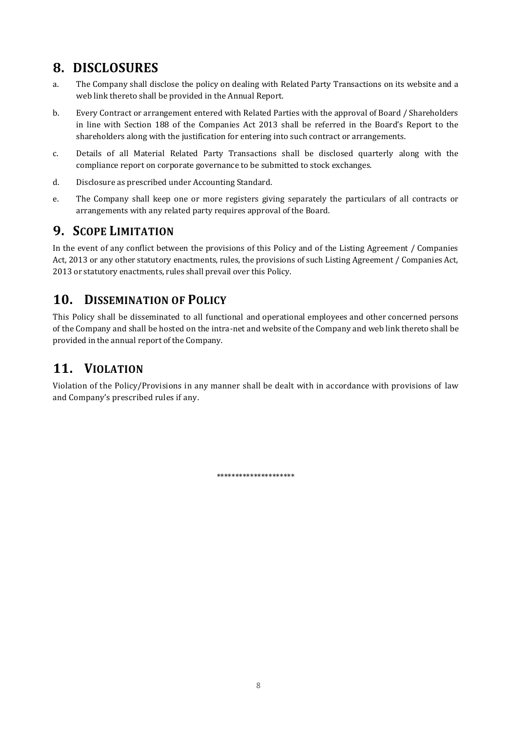## 8. DISCLOSURES

a. The Company shall disclose the policy on dealing with Related Party Transactions on its website and a web link thereto shall be provided in the Annual Report.

b. Every Contract or arrangement entered with Related Parties with the approval of Board / Shareholders in line with Section 188 of the Companies Act 2013 shall be referred in the Board's Report to the shareholders along with the justification for entering into such contract or arrangements.

c. Details of all Material Related Party Transactions shall be disclosed quarterly along with the compliance report on corporate governance to be submitted to stock exchanges.

d. Disclosure as prescribed under Accounting Standard.

e. The Company shall keep one or more registers giving separately the particulars of all contracts or arrangements with any related party requires approval of the Board.

## 9. SCOPE LIMITATION

In the event of any conflict between the provisions of this Policy and of the Listing Agreement / Companies Act, 2013 or any other statutory enactments, rules, the provisions of such Listing Agreement / Companies Act, 2013 or statutory enactments, rules shall prevail over this Policy.

## 10. DISSEMINATION OF POLICY

This Policy shall be disseminated to all functional and operational employees and other concerned persons of the Company and shall be hosted on the intra-net and website of the Company and web link thereto shall be provided in the annual report of the Company.

## 11. VIOLATION

Violation of the Policy/Provisions in any manner shall be dealt with in accordance with provisions of law and Company's prescribed rules if any.

********************